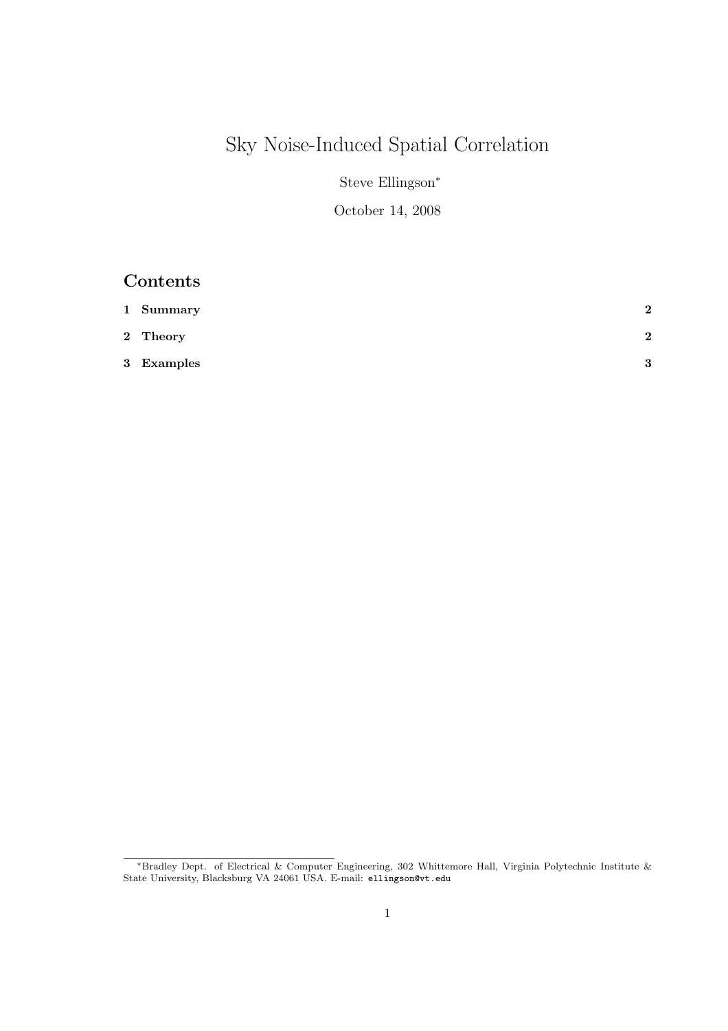# Sky Noise-Induced Spatial Correlation

Steve Ellingson[*]

October 14, 2008

## Contents

| | |
|---|---|
| **1 Summary** | **2** |
| **2 Theory** | **2** |
| **3 Examples** | **3** |

[*]Bradley Dept. of Electrical & Computer Engineering, 302 Whittemore Hall, Virginia Polytechnic Institute & State University, Blacksburg VA 24061 USA. E-mail: ellingson@vt.edu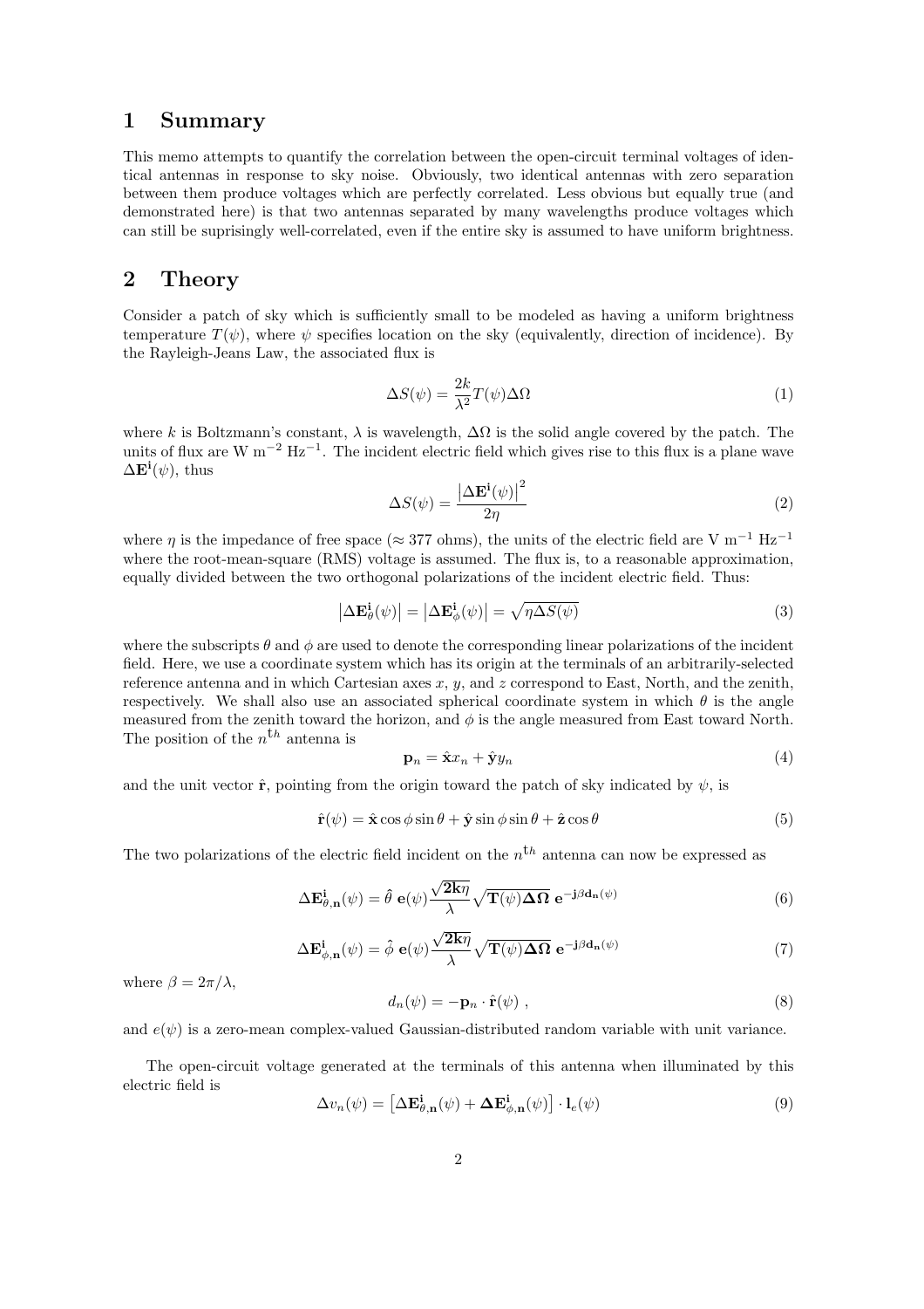## 1 Summary

This memo attempts to quantify the correlation between the open-circuit terminal voltages of identical antennas in response to sky noise. Obviously, two identical antennas with zero separation between them produce voltages which are perfectly correlated. Less obvious but equally true (and demonstrated here) is that two antennas separated by many wavelengths produce voltages which can still be suprisingly well-correlated, even if the entire sky is assumed to have uniform brightness.

## 2 Theory

Consider a patch of sky which is sufficiently small to be modeled as having a uniform brightness temperature $T(\psi)$, where $\psi$ specifies location on the sky (equivalently, direction of incidence). By the Rayleigh-Jeans Law, the associated flux is

$$\Delta S(\psi) = \frac{2k}{\lambda^2} T(\psi) \Delta\Omega \tag{1}$$

where $k$ is Boltzmann's constant, $\lambda$ is wavelength, $\Delta\Omega$ is the solid angle covered by the patch. The units of flux are W m$^{-2}$ Hz$^{-1}$. The incident electric field which gives rise to this flux is a plane wave $\Delta\mathbf{E}^{\mathbf{i}}(\psi)$, thus

$$\Delta S(\psi) = \frac{\left|\Delta\mathbf{E}^{\mathbf{i}}(\psi)\right|^2}{2\eta} \tag{2}$$

where $\eta$ is the impedance of free space ($\approx 377$ ohms), the units of the electric field are V m$^{-1}$ Hz$^{-1}$ where the root-mean-square (RMS) voltage is assumed. The flux is, to a reasonable approximation, equally divided between the two orthogonal polarizations of the incident electric field. Thus:

$$\left|\Delta\mathbf{E}^{\mathbf{i}}_{\theta}(\psi)\right| = \left|\Delta\mathbf{E}^{\mathbf{i}}_{\phi}(\psi)\right| = \sqrt{\eta \Delta S(\psi)} \tag{3}$$

where the subscripts $\theta$ and $\phi$ are used to denote the corresponding linear polarizations of the incident field. Here, we use a coordinate system which has its origin at the terminals of an arbitrarily-selected reference antenna and in which Cartesian axes $x$, $y$, and $z$ correspond to East, North, and the zenith, respectively. We shall also use an associated spherical coordinate system in which $\theta$ is the angle measured from the zenith toward the horizon, and $\phi$ is the angle measured from East toward North. The position of the $n^{th}$ antenna is

$$\mathbf{p}_n = \hat{\mathbf{x}} x_n + \hat{\mathbf{y}} y_n \tag{4}$$

and the unit vector $\hat{\mathbf{r}}$, pointing from the origin toward the patch of sky indicated by $\psi$, is

$$\hat{\mathbf{r}}(\psi) = \hat{\mathbf{x}} \cos\phi \sin\theta + \hat{\mathbf{y}} \sin\phi \sin\theta + \hat{\mathbf{z}} \cos\theta \tag{5}$$

The two polarizations of the electric field incident on the $n^{th}$ antenna can now be expressed as

$$\Delta\mathbf{E}^{\mathbf{i}}_{\theta,\mathbf{n}}(\psi) = \hat{\theta}\ \mathbf{e}(\psi) \frac{\sqrt{\mathbf{2k}\eta}}{\lambda} \sqrt{\mathbf{T}(\psi)\mathbf{\Delta\Omega}}\ \mathbf{e}^{-\mathbf{j}\beta\mathbf{d_n}(\psi)} \tag{6}$$

$$\Delta\mathbf{E}^{\mathbf{i}}_{\phi,\mathbf{n}}(\psi) = \hat{\phi}\ \mathbf{e}(\psi) \frac{\sqrt{\mathbf{2k}\eta}}{\lambda} \sqrt{\mathbf{T}(\psi)\mathbf{\Delta\Omega}}\ \mathbf{e}^{-\mathbf{j}\beta\mathbf{d_n}(\psi)} \tag{7}$$

where $\beta = 2\pi/\lambda$,

$$d_n(\psi) = -\mathbf{p}_n \cdot \hat{\mathbf{r}}(\psi)\ , \tag{8}$$

and $e(\psi)$ is a zero-mean complex-valued Gaussian-distributed random variable with unit variance.

The open-circuit voltage generated at the terminals of this antenna when illuminated by this electric field is

$$\Delta v_n(\psi) = \left[\Delta\mathbf{E}^{\mathbf{i}}_{\theta,\mathbf{n}}(\psi) + \mathbf{\Delta E}^{\mathbf{i}}_{\phi,\mathbf{n}}(\psi)\right] \cdot \mathbf{l}_e(\psi) \tag{9}$$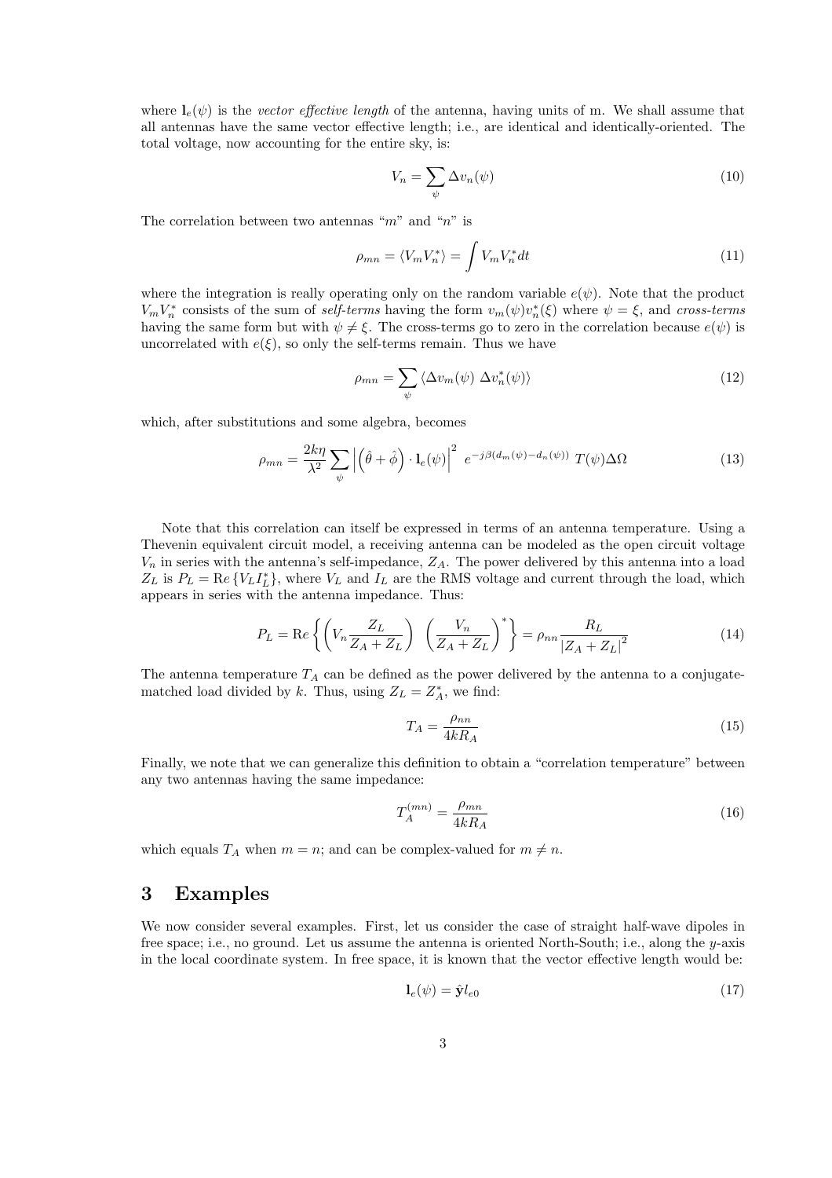where $\mathbf{l}_e(\psi)$ is the *vector effective length* of the antenna, having units of m. We shall assume that all antennas have the same vector effective length; i.e., are identical and identically-oriented. The total voltage, now accounting for the entire sky, is:

$$V_n = \sum_{\psi} \Delta v_n(\psi) \tag{10}$$

The correlation between two antennas "$m$" and "$n$" is

$$\rho_{mn} = \langle V_m V_n^* \rangle = \int V_m V_n^* dt \tag{11}$$

where the integration is really operating only on the random variable $e(\psi)$. Note that the product $V_m V_n^*$ consists of the sum of *self-terms* having the form $v_m(\psi) v_n^*(\xi)$ where $\psi = \xi$, and *cross-terms* having the same form but with $\psi \neq \xi$. The cross-terms go to zero in the correlation because $e(\psi)$ is uncorrelated with $e(\xi)$, so only the self-terms remain. Thus we have

$$\rho_{mn} = \sum_{\psi} \langle \Delta v_m(\psi) \; \Delta v_n^*(\psi) \rangle \tag{12}$$

which, after substitutions and some algebra, becomes

$$\rho_{mn} = \frac{2k\eta}{\lambda^2} \sum_{\psi} \left| \left( \hat{\theta} + \hat{\phi} \right) \cdot \mathbf{l}_e(\psi) \right|^2 \; e^{-j\beta(d_m(\psi) - d_n(\psi))} \; T(\psi) \Delta\Omega \tag{13}$$

Note that this correlation can itself be expressed in terms of an antenna temperature. Using a Thevenin equivalent circuit model, a receiving antenna can be modeled as the open circuit voltage $V_n$ in series with the antenna's self-impedance, $Z_A$. The power delivered by this antenna into a load $Z_L$ is $P_L = \mathrm{Re}\{V_L I_L^*\}$, where $V_L$ and $I_L$ are the RMS voltage and current through the load, which appears in series with the antenna impedance. Thus:

$$P_L = \mathrm{Re}\left\{ \left( V_n \frac{Z_L}{Z_A + Z_L} \right) \; \left( \frac{V_n}{Z_A + Z_L} \right)^* \right\} = \rho_{nn} \frac{R_L}{|Z_A + Z_L|^2} \tag{14}$$

The antenna temperature $T_A$ can be defined as the power delivered by the antenna to a conjugate-matched load divided by $k$. Thus, using $Z_L = Z_A^*$, we find:

$$T_A = \frac{\rho_{nn}}{4kR_A} \tag{15}$$

Finally, we note that we can generalize this definition to obtain a "correlation temperature" between any two antennas having the same impedance:

$$T_A^{(mn)} = \frac{\rho_{mn}}{4kR_A} \tag{16}$$

which equals $T_A$ when $m = n$; and can be complex-valued for $m \neq n$.

## 3 Examples

We now consider several examples. First, let us consider the case of straight half-wave dipoles in free space; i.e., no ground. Let us assume the antenna is oriented North-South; i.e., along the $y$-axis in the local coordinate system. In free space, it is known that the vector effective length would be:

$$\mathbf{l}_e(\psi) = \hat{\mathbf{y}} l_{e0} \tag{17}$$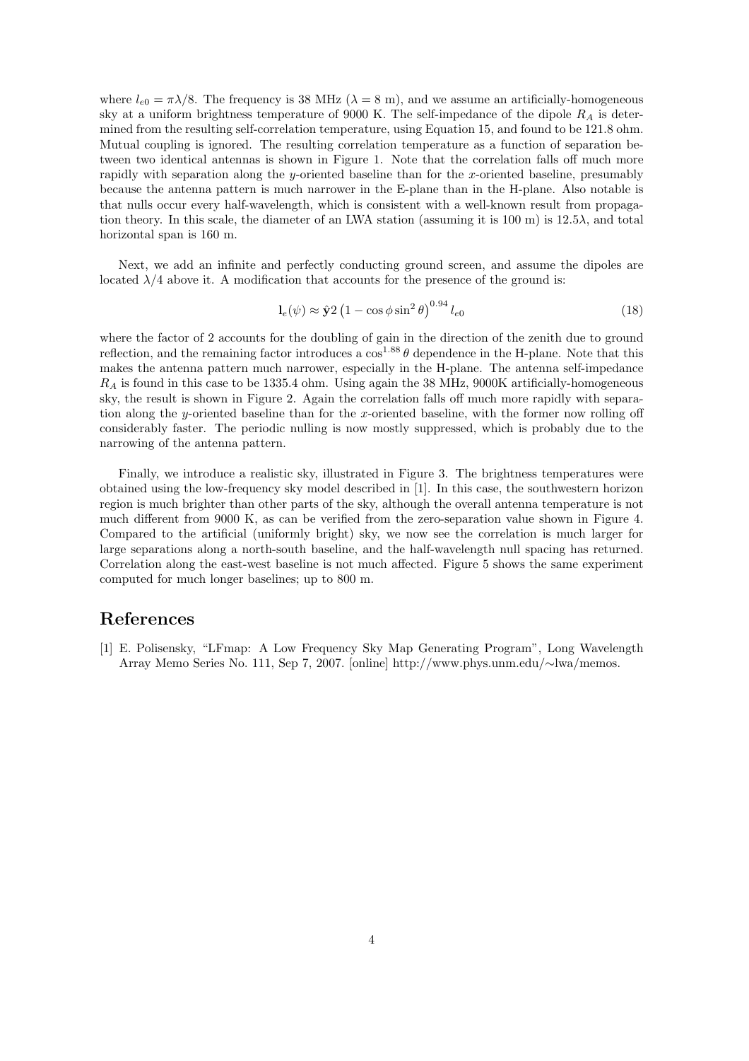where $l_{e0} = \pi\lambda/8$. The frequency is 38 MHz ($\lambda = 8$ m), and we assume an artificially-homogeneous sky at a uniform brightness temperature of 9000 K. The self-impedance of the dipole $R_A$ is determined from the resulting self-correlation temperature, using Equation 15, and found to be 121.8 ohm. Mutual coupling is ignored. The resulting correlation temperature as a function of separation between two identical antennas is shown in Figure 1. Note that the correlation falls off much more rapidly with separation along the $y$-oriented baseline than for the $x$-oriented baseline, presumably because the antenna pattern is much narrower in the E-plane than in the H-plane. Also notable is that nulls occur every half-wavelength, which is consistent with a well-known result from propagation theory. In this scale, the diameter of an LWA station (assuming it is 100 m) is $12.5\lambda$, and total horizontal span is 160 m.

Next, we add an infinite and perfectly conducting ground screen, and assume the dipoles are located $\lambda/4$ above it. A modification that accounts for the presence of the ground is:

$$\mathbf{l}_e(\psi) \approx \hat{\mathbf{y}} 2 \left(1 - \cos\phi \sin^2\theta\right)^{0.94} l_{e0} \tag{18}$$

where the factor of 2 accounts for the doubling of gain in the direction of the zenith due to ground reflection, and the remaining factor introduces a $\cos^{1.88}\theta$ dependence in the H-plane. Note that this makes the antenna pattern much narrower, especially in the H-plane. The antenna self-impedance $R_A$ is found in this case to be 1335.4 ohm. Using again the 38 MHz, 9000K artificially-homogeneous sky, the result is shown in Figure 2. Again the correlation falls off much more rapidly with separation along the $y$-oriented baseline than for the $x$-oriented baseline, with the former now rolling off considerably faster. The periodic nulling is now mostly suppressed, which is probably due to the narrowing of the antenna pattern.

Finally, we introduce a realistic sky, illustrated in Figure 3. The brightness temperatures were obtained using the low-frequency sky model described in [1]. In this case, the southwestern horizon region is much brighter than other parts of the sky, although the overall antenna temperature is not much different from 9000 K, as can be verified from the zero-separation value shown in Figure 4. Compared to the artificial (uniformly bright) sky, we now see the correlation is much larger for large separations along a north-south baseline, and the half-wavelength null spacing has returned. Correlation along the east-west baseline is not much affected. Figure 5 shows the same experiment computed for much longer baselines; up to 800 m.

## References

[1] E. Polisensky, "LFmap: A Low Frequency Sky Map Generating Program", Long Wavelength Array Memo Series No. 111, Sep 7, 2007. [online] http://www.phys.unm.edu/∼lwa/memos.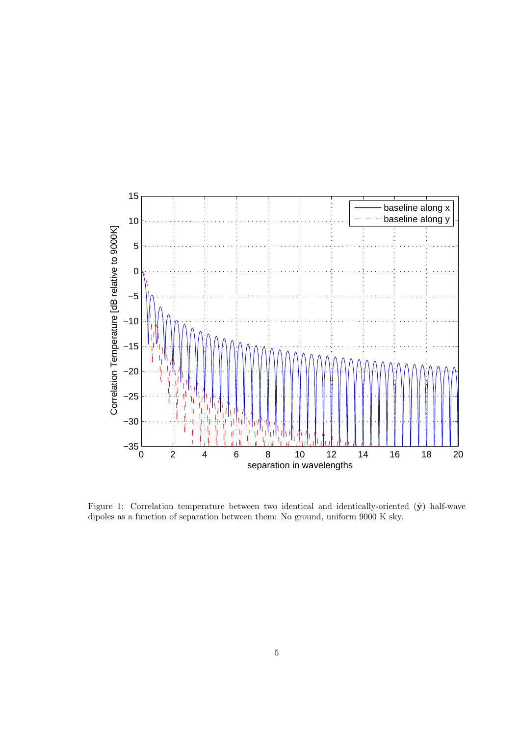Figure 1: Correlation temperature between two identical and identically-oriented ($\hat{\mathbf{y}}$) half-wave dipoles as a function of separation between them: No ground, uniform 9000 K sky.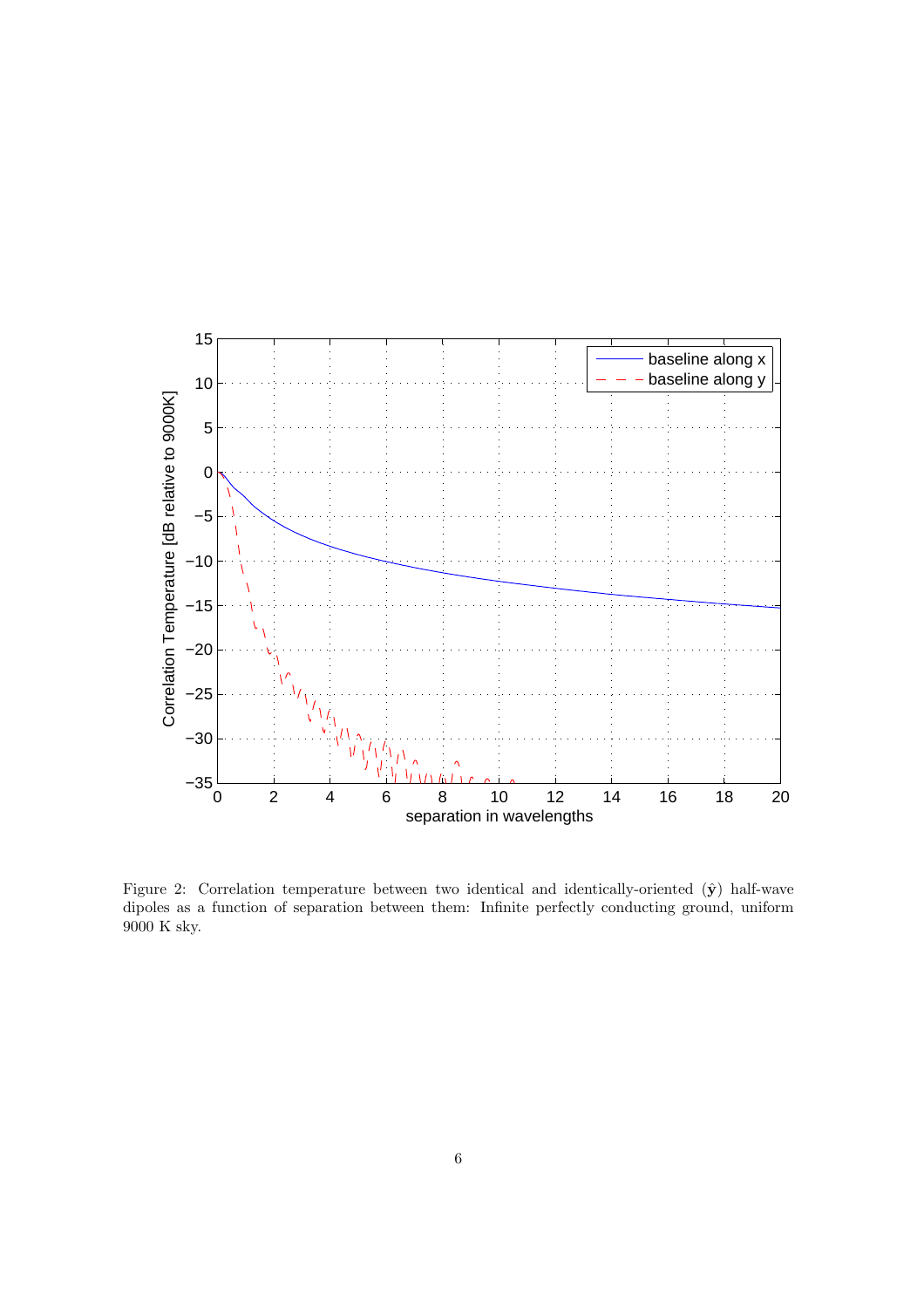Figure 2: Correlation temperature between two identical and identically-oriented ($\hat{\mathbf{y}}$) half-wave dipoles as a function of separation between them: Infinite perfectly conducting ground, uniform 9000 K sky.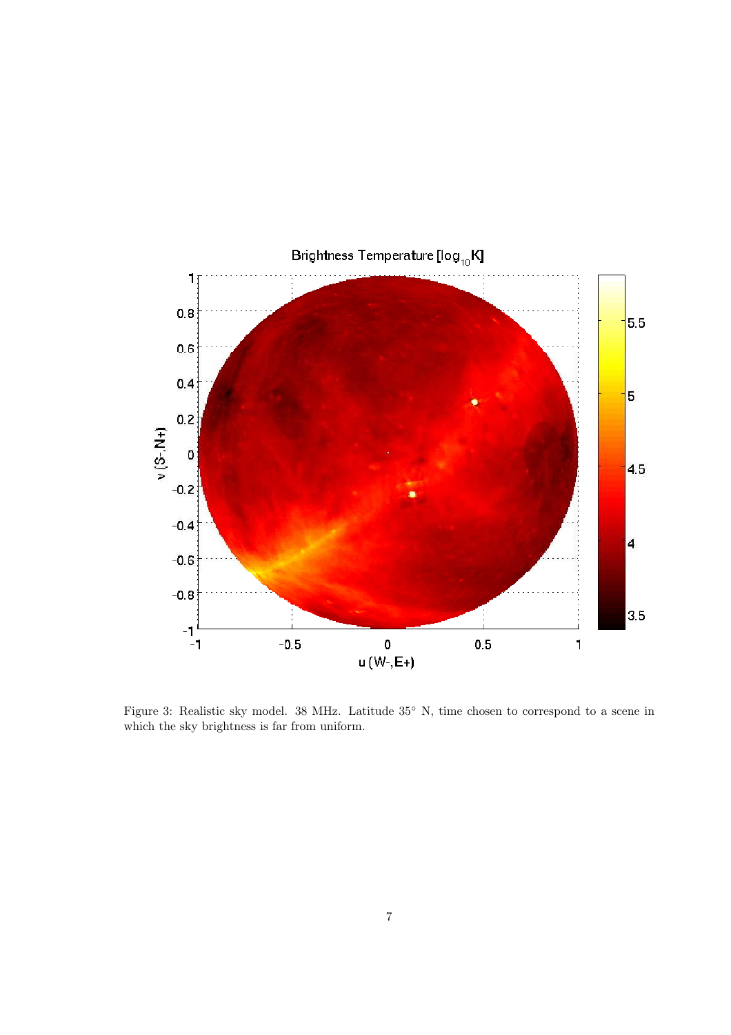Figure 3: Realistic sky model. 38 MHz. Latitude 35° N, time chosen to correspond to a scene in which the sky brightness is far from uniform.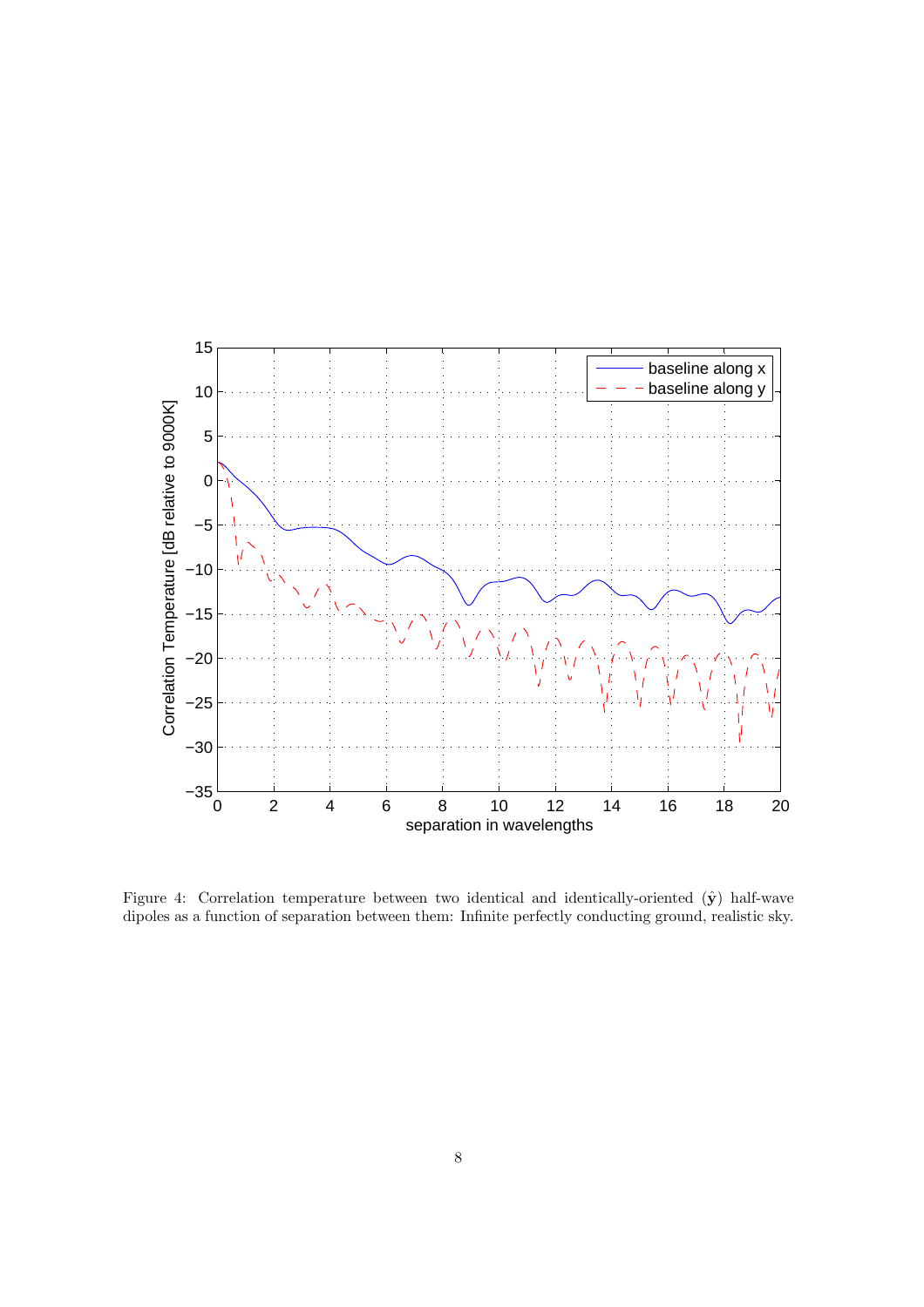Figure 4: Correlation temperature between two identical and identically-oriented ($\hat{\mathbf{y}}$) half-wave dipoles as a function of separation between them: Infinite perfectly conducting ground, realistic sky.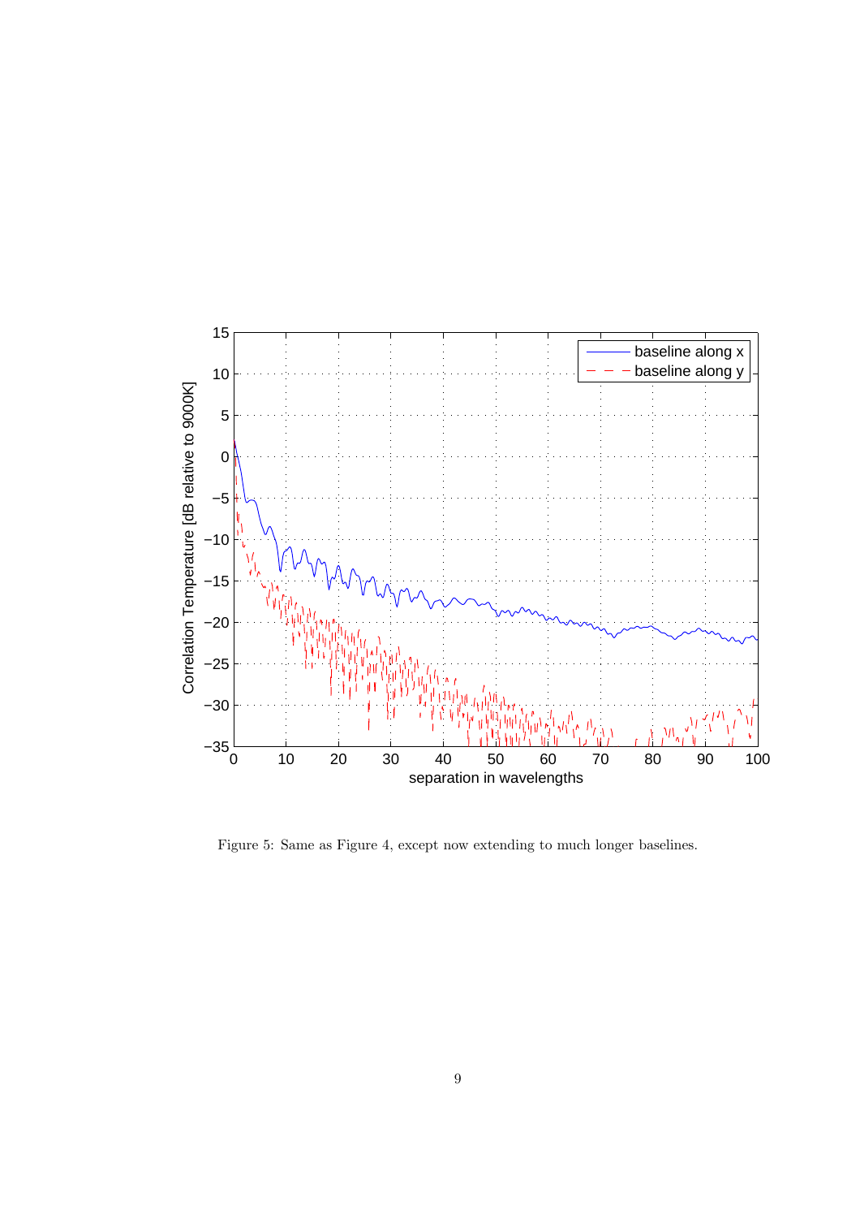15
10
5
0
−5
−10
−15
−20
−25
−30
−35

Correlation Temperature [dB relative to 9000K]

0 10 20 30 40 50 60 70 80 90 100

separation in wavelengths

baseline along x
baseline along y

Figure 5: Same as Figure 4, except now extending to much longer baselines.